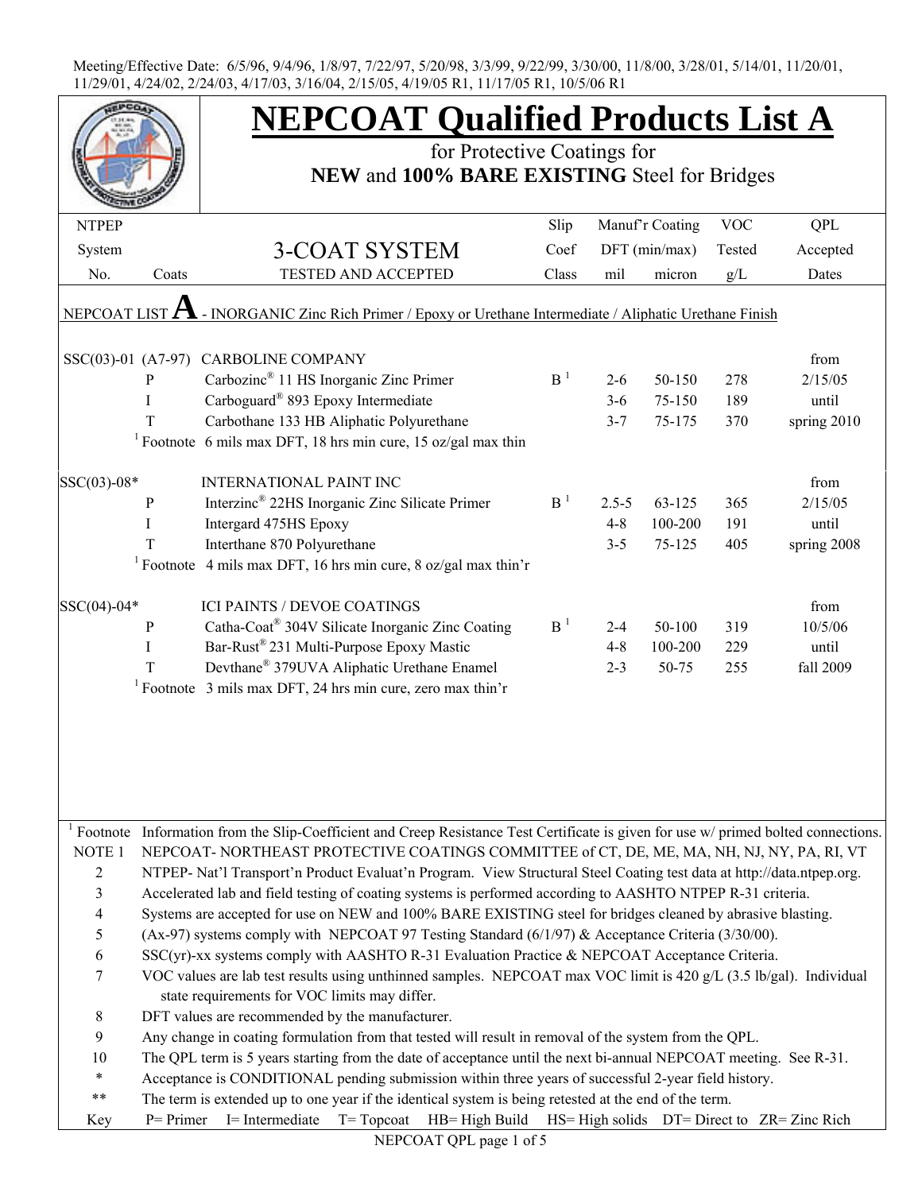Meeting/Effective Date: 6/5/96, 9/4/96, 1/8/97, 7/22/97, 5/20/98, 3/3/99, 9/22/99, 3/30/00, 11/8/00, 3/28/01, 5/14/01, 11/20/01, 11/29/01, 4/24/02, 2/24/03, 4/17/03, 3/16/04, 2/15/05, 4/19/05 R1, 11/17/05 R1, 10/5/06 R1

# NEPCOAT Qualified Products List A

for Protective Coatings for
**NEW** and **100% BARE EXISTING** Steel for Bridges

| NTPEP System No. | Coats | 3-COAT SYSTEM TESTED AND ACCEPTED | Slip Coef Class | Manuf'r Coating DFT (min/max) mil | micron | VOC Tested g/L | QPL Accepted Dates |
|---|---|---|---|---|---|---|---|
| NEPCOAT LIST **A** - INORGANIC Zinc Rich Primer / Epoxy or Urethane Intermediate / Aliphatic Urethane Finish | | | | | | | |
| SSC(03)-01 (A7-97) | | CARBOLINE COMPANY | | | | | from |
| | P | Carbozinc® 11 HS Inorganic Zinc Primer | B [1] | 2-6 | 50-150 | 278 | 2/15/05 |
| | I | Carboguard® 893 Epoxy Intermediate | | 3-6 | 75-150 | 189 | until |
| | T | Carbothane 133 HB Aliphatic Polyurethane | | 3-7 | 75-175 | 370 | spring 2010 |
| | [1] Footnote | 6 mils max DFT, 18 hrs min cure, 15 oz/gal max thin | | | | | |
| SSC(03)-08* | | INTERNATIONAL PAINT INC | | | | | from |
| | P | Interzinc® 22HS Inorganic Zinc Silicate Primer | B [1] | 2.5-5 | 63-125 | 365 | 2/15/05 |
| | I | Intergard 475HS Epoxy | | 4-8 | 100-200 | 191 | until |
| | T | Interthane 870 Polyurethane | | 3-5 | 75-125 | 405 | spring 2008 |
| | [1] Footnote | 4 mils max DFT, 16 hrs min cure, 8 oz/gal max thin'r | | | | | |
| SSC(04)-04* | | ICI PAINTS / DEVOE COATINGS | | | | | from |
| | P | Catha-Coat® 304V Silicate Inorganic Zinc Coating | B [1] | 2-4 | 50-100 | 319 | 10/5/06 |
| | I | Bar-Rust® 231 Multi-Purpose Epoxy Mastic | | 4-8 | 100-200 | 229 | until |
| | T | Devthane® 379UVA Aliphatic Urethane Enamel | | 2-3 | 50-75 | 255 | fall 2009 |
| | [1] Footnote | 3 mils max DFT, 24 hrs min cure, zero max thin'r | | | | | |

| | |
|---|---|
| [1] Footnote | Information from the Slip-Coefficient and Creep Resistance Test Certificate is given for use w/ primed bolted connections. |
| NOTE 1 | NEPCOAT- NORTHEAST PROTECTIVE COATINGS COMMITTEE of CT, DE, MA, NH, NJ, NY, PA, RI, VT |
| 2 | NTPEP- Nat'l Transport'n Product Evaluat'n Program. View Structural Steel Coating test data at http://data.ntpep.org. |
| 3 | Accelerated lab and field testing of coating systems is performed according to AASHTO NTPEP R-31 criteria. |
| 4 | Systems are accepted for use on NEW and 100% BARE EXISTING steel for bridges cleaned by abrasive blasting. |
| 5 | (Ax-97) systems comply with NEPCOAT 97 Testing Standard (6/1/97) & Acceptance Criteria (3/30/00). |
| 6 | SSC(yr)-xx systems comply with AASHTO R-31 Evaluation Practice & NEPCOAT Acceptance Criteria. |
| 7 | VOC values are lab test results using unthinned samples. NEPCOAT max VOC limit is 420 g/L (3.5 lb/gal). Individual state requirements for VOC limits may differ. |
| 8 | DFT values are recommended by the manufacturer. |
| 9 | Any change in coating formulation from that tested will result in removal of the system from the QPL. |
| 10 | The QPL term is 5 years starting from the date of acceptance until the next bi-annual NEPCOAT meeting. See R-31. |
| * | Acceptance is CONDITIONAL pending submission within three years of successful 2-year field history. |
| ** | The term is extended up to one year if the identical system is being retested at the end of the term. |
| Key | P= Primer I= Intermediate T= Topcoat HB= High Build HS= High solids DT= Direct to ZR= Zinc Rich |

NEPCOAT QPL page 1 of 5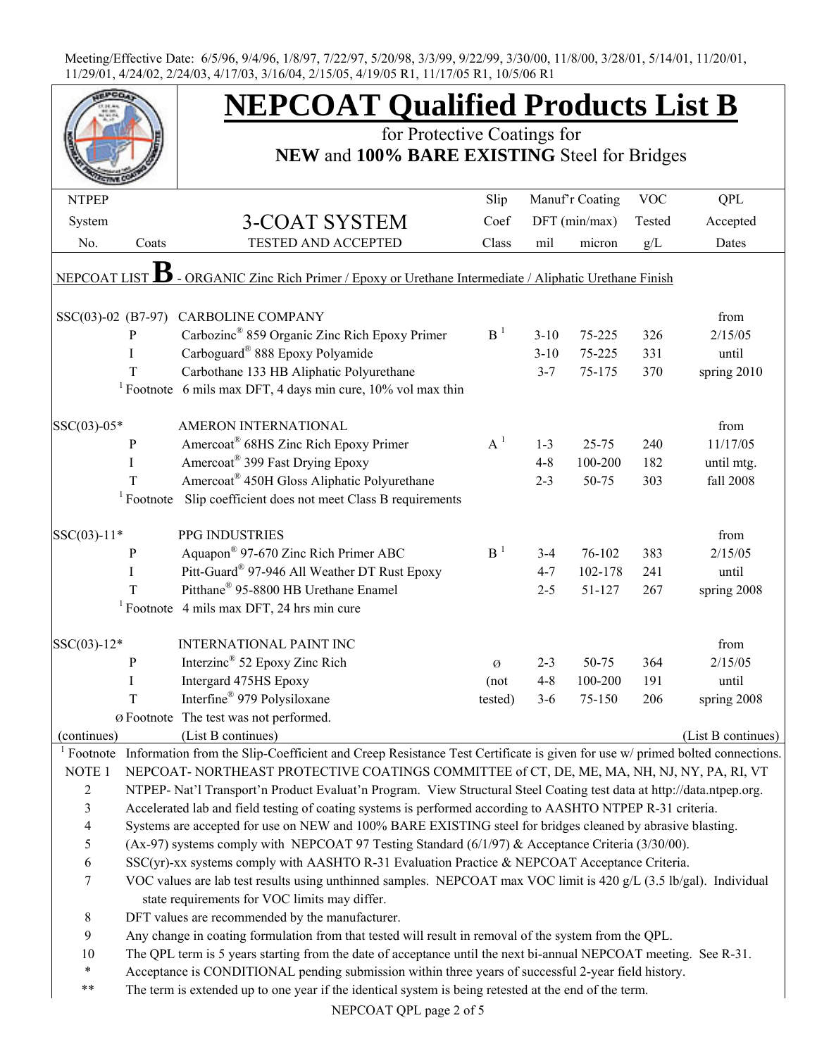Meeting/Effective Date: 6/5/96, 9/4/96, 1/8/97, 7/22/97, 5/20/98, 3/3/99, 9/22/99, 3/30/00, 11/8/00, 3/28/01, 5/14/01, 11/20/01, 11/29/01, 4/24/02, 2/24/03, 4/17/03, 3/16/04, 2/15/05, 4/19/05 R1, 11/17/05 R1, 10/5/06 R1

# NEPCOAT Qualified Products List B

for Protective Coatings for

**NEW** and **100% BARE EXISTING** Steel for Bridges

| NTPEP System No. | Coats | 3-COAT SYSTEM TESTED AND ACCEPTED | Slip Coef Class | Manuf'r Coating DFT (min/max) mil | micron | VOC Tested g/L | QPL Accepted Dates |
|---|---|---|---|---|---|---|---|
| NEPCOAT LIST **B** - ORGANIC Zinc Rich Primer / Epoxy or Urethane Intermediate / Aliphatic Urethane Finish | | | | | | | |
| SSC(03)-02 (B7-97) | | CARBOLINE COMPANY | | | | | from |
| | P | Carbozinc® 859 Organic Zinc Rich Epoxy Primer | B [1] | 3-10 | 75-225 | 326 | 2/15/05 |
| | I | Carboguard® 888 Epoxy Polyamide | | 3-10 | 75-225 | 331 | until |
| | T | Carbothane 133 HB Aliphatic Polyurethane | | 3-7 | 75-175 | 370 | spring 2010 |
| | [1] Footnote | 6 mils max DFT, 4 days min cure, 10% vol max thin | | | | | |
| SSC(03)-05* | | AMERON INTERNATIONAL | | | | | from |
| | P | Amercoat® 68HS Zinc Rich Epoxy Primer | A [1] | 1-3 | 25-75 | 240 | 11/17/05 |
| | I | Amercoat® 399 Fast Drying Epoxy | | 4-8 | 100-200 | 182 | until mtg. |
| | T | Amercoat® 450H Gloss Aliphatic Polyurethane | | 2-3 | 50-75 | 303 | fall 2008 |
| | [1] Footnote | Slip coefficient does not meet Class B requirements | | | | | |
| SSC(03)-11* | | PPG INDUSTRIES | | | | | from |
| | P | Aquapon® 97-670 Zinc Rich Primer ABC | B [1] | 3-4 | 76-102 | 383 | 2/15/05 |
| | I | Pitt-Guard® 97-946 All Weather DT Rust Epoxy | | 4-7 | 102-178 | 241 | until |
| | T | Pitthane® 95-8800 HB Urethane Enamel | | 2-5 | 51-127 | 267 | spring 2008 |
| | [1] Footnote | 4 mils max DFT, 24 hrs min cure | | | | | |
| SSC(03)-12* | | INTERNATIONAL PAINT INC | | | | | from |
| | P | Interzinc® 52 Epoxy Zinc Rich | ø | 2-3 | 50-75 | 364 | 2/15/05 |
| | I | Intergard 475HS Epoxy | (not | 4-8 | 100-200 | 191 | until |
| | T | Interfine® 979 Polysiloxane | tested) | 3-6 | 75-150 | 206 | spring 2008 |
| | ø Footnote | The test was not performed. | | | | | |
| (continues) | | (List B continues) | | | | | (List B continues) |

[1] Footnote Information from the Slip-Coefficient and Creep Resistance Test Certificate is given for use w/ primed bolted connections.

NOTE 1 NEPCOAT- NORTHEAST PROTECTIVE COATINGS COMMITTEE of CT, DE, ME, MA, NH, NJ, NY, PA, RI, VT

2 NTPEP- Nat'l Transport'n Product Evaluat'n Program. View Structural Steel Coating test data at http://data.ntpep.org.

3 Accelerated lab and field testing of coating systems is performed according to AASHTO NTPEP R-31 criteria.

4 Systems are accepted for use on NEW and 100% BARE EXISTING steel for bridges cleaned by abrasive blasting.

5 (Ax-97) systems comply with NEPCOAT 97 Testing Standard (6/1/97) & Acceptance Criteria (3/30/00).

6 SSC(yr)-xx systems comply with AASHTO R-31 Evaluation Practice & NEPCOAT Acceptance Criteria.

7 VOC values are lab test results using unthinned samples. NEPCOAT max VOC limit is 420 g/L (3.5 lb/gal). Individual state requirements for VOC limits may differ.

8 DFT values are recommended by the manufacturer.

9 Any change in coating formulation from that tested will result in removal of the system from the QPL.

10 The QPL term is 5 years starting from the date of acceptance until the next bi-annual NEPCOAT meeting. See R-31.

* Acceptance is CONDITIONAL pending submission within three years of successful 2-year field history.

** The term is extended up to one year if the identical system is being retested at the end of the term.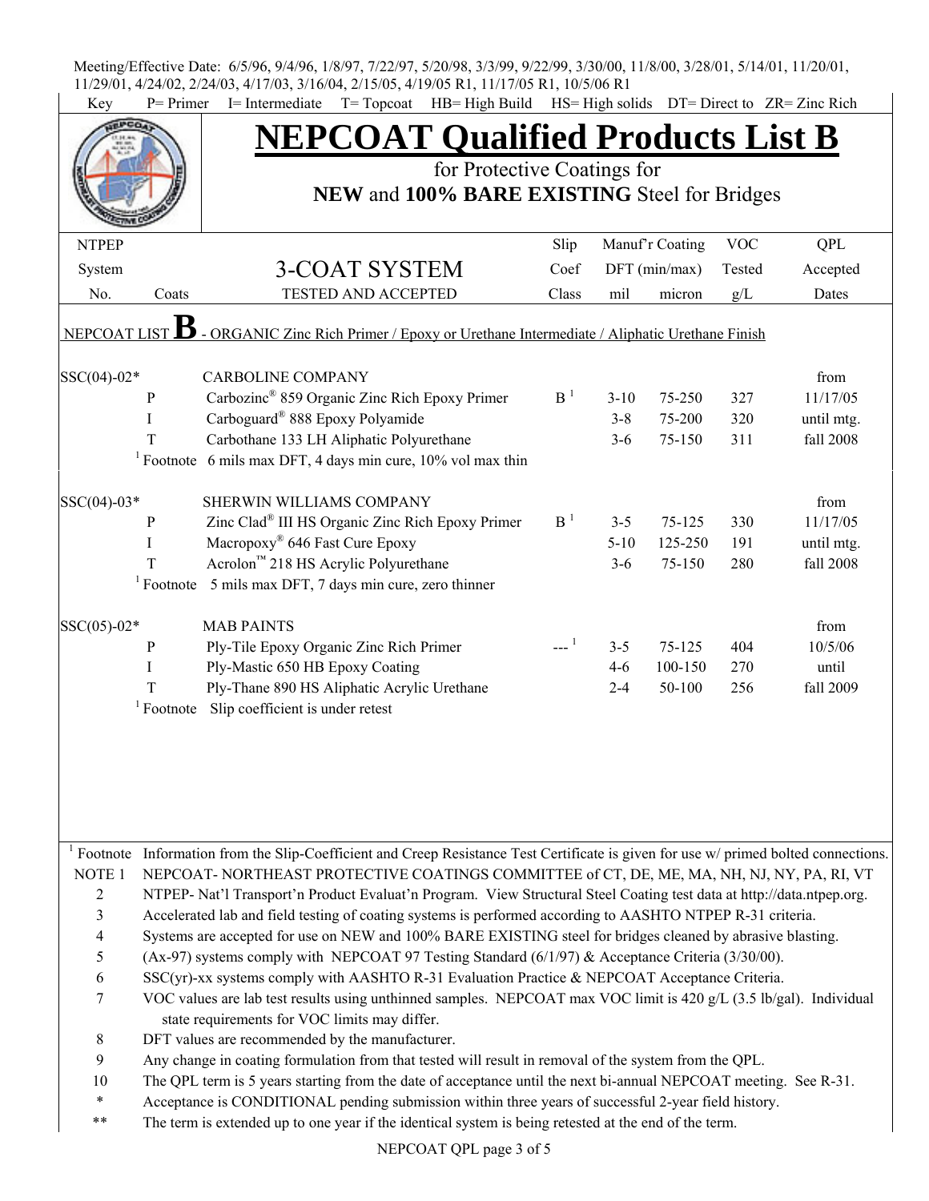Meeting/Effective Date: 6/5/96, 9/4/96, 1/8/97, 7/22/97, 5/20/98, 3/3/99, 9/22/99, 3/30/00, 11/8/00, 3/28/01, 5/14/01, 11/20/01, 11/29/01, 4/24/02, 2/24/03, 4/17/03, 3/16/04, 2/15/05, 4/19/05 R1, 11/17/05 R1, 10/5/06 R1

Key P= Primer I= Intermediate T= Topcoat HB= High Build HS= High solids DT= Direct to ZR= Zinc Rich

# NEPCOAT Qualified Products List B

for Protective Coatings for

**NEW** and **100% BARE EXISTING** Steel for Bridges

| NTPEP System No. | Coats | 3-COAT SYSTEM TESTED AND ACCEPTED | Slip Coef Class | Manuf'r Coating DFT (min/max) mil | micron | VOC Tested g/L | QPL Accepted Dates |
|---|---|---|---|---|---|---|---|
| NEPCOAT LIST **B** - ORGANIC Zinc Rich Primer / Epoxy or Urethane Intermediate / Aliphatic Urethane Finish | | | | | | | |
| SSC(04)-02* | | CARBOLINE COMPANY | | | | | from |
| | P | Carbozinc® 859 Organic Zinc Rich Epoxy Primer | B [1] | 3-10 | 75-250 | 327 | 11/17/05 |
| | I | Carboguard® 888 Epoxy Polyamide | | 3-8 | 75-200 | 320 | until mtg. |
| | T | Carbothane 133 LH Aliphatic Polyurethane | | 3-6 | 75-150 | 311 | fall 2008 |
| | [1] Footnote | 6 mils max DFT, 4 days min cure, 10% vol max thin | | | | | |
| SSC(04)-03* | | SHERWIN WILLIAMS COMPANY | | | | | from |
| | P | Zinc Clad® III HS Organic Zinc Rich Epoxy Primer | B [1] | 3-5 | 75-125 | 330 | 11/17/05 |
| | I | Macropoxy® 646 Fast Cure Epoxy | | 5-10 | 125-250 | 191 | until mtg. |
| | T | Acrolon™ 218 HS Acrylic Polyurethane | | 3-6 | 75-150 | 280 | fall 2008 |
| | [1] Footnote | 5 mils max DFT, 7 days min cure, zero thinner | | | | | |
| SSC(05)-02* | | MAB PAINTS | | | | | from |
| | P | Ply-Tile Epoxy Organic Zinc Rich Primer | --- [1] | 3-5 | 75-125 | 404 | 10/5/06 |
| | I | Ply-Mastic 650 HB Epoxy Coating | | 4-6 | 100-150 | 270 | until |
| | T | Ply-Thane 890 HS Aliphatic Acrylic Urethane | | 2-4 | 50-100 | 256 | fall 2009 |
| | [1] Footnote | Slip coefficient is under retest | | | | | |

[1] Footnote Information from the Slip-Coefficient and Creep Resistance Test Certificate is given for use w/ primed bolted connections.

NOTE 1 NEPCOAT- NORTHEAST PROTECTIVE COATINGS COMMITTEE of CT, DE, ME, MA, NH, NJ, NY, PA, RI, VT

2 NTPEP- Nat'l Transport'n Product Evaluat'n Program. View Structural Steel Coating test data at http://data.ntpep.org.

3 Accelerated lab and field testing of coating systems is performed according to AASHTO NTPEP R-31 criteria.

4 Systems are accepted for use on NEW and 100% BARE EXISTING steel for bridges cleaned by abrasive blasting.

5 (Ax-97) systems comply with NEPCOAT 97 Testing Standard (6/1/97) & Acceptance Criteria (3/30/00).

6 SSC(yr)-xx systems comply with AASHTO R-31 Evaluation Practice & NEPCOAT Acceptance Criteria.

7 VOC values are lab test results using unthinned samples. NEPCOAT max VOC limit is 420 g/L (3.5 lb/gal). Individual state requirements for VOC limits may differ.

8 DFT values are recommended by the manufacturer.

9 Any change in coating formulation from that tested will result in removal of the system from the QPL.

10 The QPL term is 5 years starting from the date of acceptance until the next bi-annual NEPCOAT meeting. See R-31.

\* Acceptance is CONDITIONAL pending submission within three years of successful 2-year field history.

\*\* The term is extended up to one year if the identical system is being retested at the end of the term.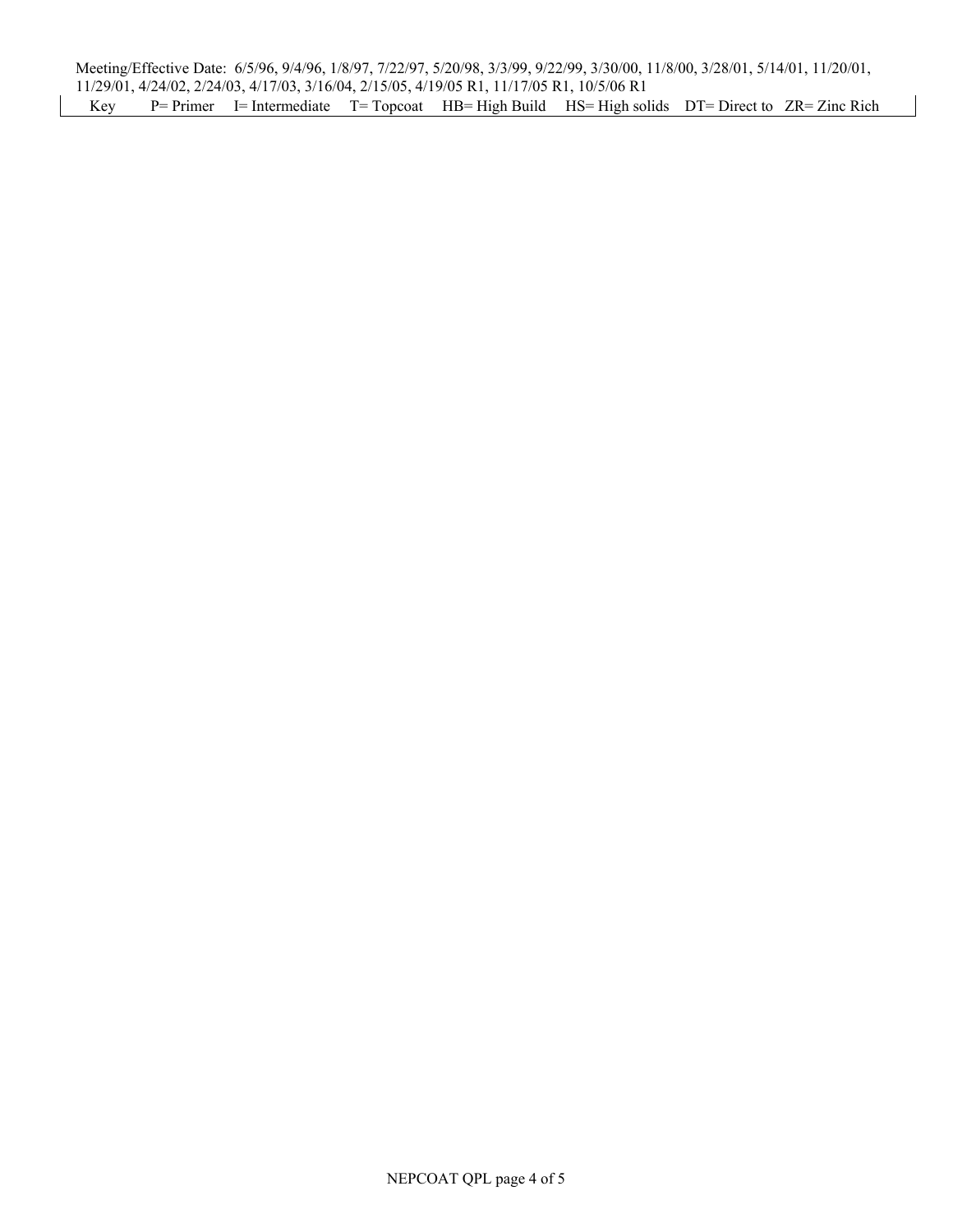Meeting/Effective Date: 6/5/96, 9/4/96, 1/8/97, 7/22/97, 5/20/98, 3/3/99, 9/22/99, 3/30/00, 11/8/00, 3/28/01, 5/14/01, 11/20/01, 11/29/01, 4/24/02, 2/24/03, 4/17/03, 3/16/04, 2/15/05, 4/19/05 R1, 11/17/05 R1, 10/5/06 R1

| Key | P= Primer | I= Intermediate | T= Topcoat | HB= High Build | HS= High solids | DT= Direct to | ZR= Zinc Rich |
|---|---|---|---|---|---|---|---|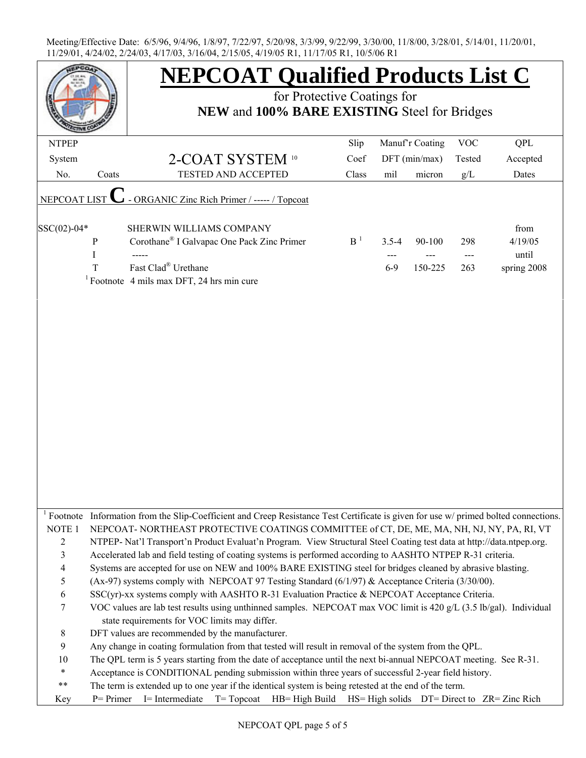Meeting/Effective Date: 6/5/96, 9/4/96, 1/8/97, 7/22/97, 5/20/98, 3/3/99, 9/22/99, 3/30/00, 11/8/00, 3/28/01, 5/14/01, 11/20/01, 11/29/01, 4/24/02, 2/24/03, 4/17/03, 3/16/04, 2/15/05, 4/19/05 R1, 11/17/05 R1, 10/5/06 R1

# NEPCOAT Qualified Products List C

for Protective Coatings for
**NEW** and **100% BARE EXISTING** Steel for Bridges

| NTPEP System No. | Coats | 2-COAT SYSTEM [10] TESTED AND ACCEPTED | Slip Coef Class | Manuf'r Coating DFT (min/max) mil | micron | VOC Tested g/L | QPL Accepted Dates |
|---|---|---|---|---|---|---|---|
| NEPCOAT LIST **C** - ORGANIC Zinc Rich Primer / ----- / Topcoat | | | | | | | |
| SSC(02)-04* | | SHERWIN WILLIAMS COMPANY | | | | | from |
| | P | Corothane® I Galvapac One Pack Zinc Primer | B [1] | 3.5-4 | 90-100 | 298 | 4/19/05 |
| | I | ----- | | --- | --- | --- | until |
| | T | Fast Clad® Urethane | | 6-9 | 150-225 | 263 | spring 2008 |
| | [1] Footnote | 4 mils max DFT, 24 hrs min cure | | | | | |

| | |
|---|---|
| [1] Footnote | Information from the Slip-Coefficient and Creep Resistance Test Certificate is given for use w/ primed bolted connections. |
| NOTE 1 | NEPCOAT- NORTHEAST PROTECTIVE COATINGS COMMITTEE of CT, DE, ME, MA, NH, NJ, NY, PA, RI, VT |
| 2 | NTPEP- Nat'l Transport'n Product Evaluat'n Program. View Structural Steel Coating test data at http://data.ntpep.org. |
| 3 | Accelerated lab and field testing of coating systems is performed according to AASHTO NTPEP R-31 criteria. |
| 4 | Systems are accepted for use on NEW and 100% BARE EXISTING steel for bridges cleaned by abrasive blasting. |
| 5 | (Ax-97) systems comply with NEPCOAT 97 Testing Standard (6/1/97) & Acceptance Criteria (3/30/00). |
| 6 | SSC(yr)-xx systems comply with AASHTO R-31 Evaluation Practice & NEPCOAT Acceptance Criteria. |
| 7 | VOC values are lab test results using unthinned samples. NEPCOAT max VOC limit is 420 g/L (3.5 lb/gal). Individual state requirements for VOC limits may differ. |
| 8 | DFT values are recommended by the manufacturer. |
| 9 | Any change in coating formulation from that tested will result in removal of the system from the QPL. |
| 10 | The QPL term is 5 years starting from the date of acceptance until the next bi-annual NEPCOAT meeting. See R-31. |
| * | Acceptance is CONDITIONAL pending submission within three years of successful 2-year field history. |
| ** | The term is extended up to one year if the identical system is being retested at the end of the term. |
| Key | P= Primer I= Intermediate T= Topcoat HB= High Build HS= High solids DT= Direct to ZR= Zinc Rich |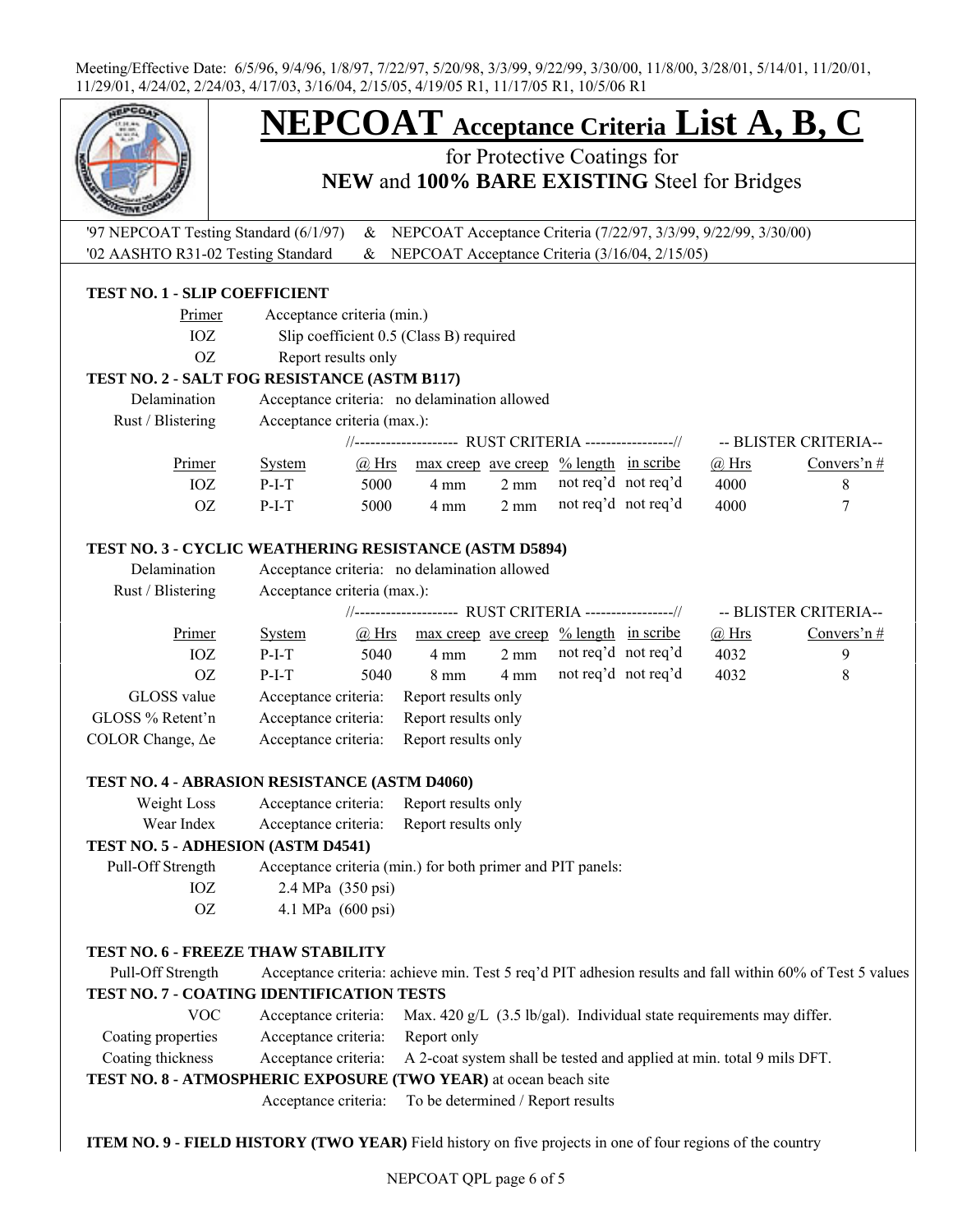Meeting/Effective Date: 6/5/96, 9/4/96, 1/8/97, 7/22/97, 5/20/98, 3/3/99, 9/22/99, 3/30/00, 11/8/00, 3/28/01, 5/14/01, 11/20/01, 11/29/01, 4/24/02, 2/24/03, 4/17/03, 3/16/04, 2/15/05, 4/19/05 R1, 11/17/05 R1, 10/5/06 R1

# NEPCOAT Acceptance Criteria List A, B, C

for Protective Coatings for
**NEW** and **100% BARE EXISTING** Steel for Bridges

'97 NEPCOAT Testing Standard (6/1/97) & NEPCOAT Acceptance Criteria (7/22/97, 3/3/99, 9/22/99, 3/30/00)
'02 AASHTO R31-02 Testing Standard & NEPCOAT Acceptance Criteria (3/16/04, 2/15/05)

**TEST NO. 1 - SLIP COEFFICIENT**

| Primer | Acceptance criteria (min.) |
|---|---|
| IOZ | Slip coefficient 0.5 (Class B) required |
| OZ | Report results only |

**TEST NO. 2 - SALT FOG RESISTANCE (ASTM B117)**

Delamination — Acceptance criteria: no delamination allowed
Rust / Blistering — Acceptance criteria (max.):

| | | RUST CRITERIA | | | | | BLISTER CRITERIA | |
|---|---|---|---|---|---|---|---|---|
| Primer | System | @ Hrs | max creep | ave creep | % length | in scribe | @ Hrs | Convers'n # |
| IOZ | P-I-T | 5000 | 4 mm | 2 mm | not req'd | not req'd | 4000 | 8 |
| OZ | P-I-T | 5000 | 4 mm | 2 mm | not req'd | not req'd | 4000 | 7 |

**TEST NO. 3 - CYCLIC WEATHERING RESISTANCE (ASTM D5894)**

Delamination — Acceptance criteria: no delamination allowed
Rust / Blistering — Acceptance criteria (max.):

| | | RUST CRITERIA | | | | | BLISTER CRITERIA | |
|---|---|---|---|---|---|---|---|---|
| Primer | System | @ Hrs | max creep | ave creep | % length | in scribe | @ Hrs | Convers'n # |
| IOZ | P-I-T | 5040 | 4 mm | 2 mm | not req'd | not req'd | 4032 | 9 |
| OZ | P-I-T | 5040 | 8 mm | 4 mm | not req'd | not req'd | 4032 | 8 |

GLOSS value — Acceptance criteria: Report results only
GLOSS % Retent'n — Acceptance criteria: Report results only
COLOR Change, Δe — Acceptance criteria: Report results only

**TEST NO. 4 - ABRASION RESISTANCE (ASTM D4060)**

Weight Loss — Acceptance criteria: Report results only
Wear Index — Acceptance criteria: Report results only

**TEST NO. 5 - ADHESION (ASTM D4541)**

Pull-Off Strength — Acceptance criteria (min.) for both primer and PIT panels:
IOZ — 2.4 MPa (350 psi)
OZ — 4.1 MPa (600 psi)

**TEST NO. 6 - FREEZE THAW STABILITY**

Pull-Off Strength — Acceptance criteria: achieve min. Test 5 req'd PIT adhesion results and fall within 60% of Test 5 values

**TEST NO. 7 - COATING IDENTIFICATION TESTS**

VOC — Acceptance criteria: Max. 420 g/L (3.5 lb/gal). Individual state requirements may differ.
Coating properties — Acceptance criteria: Report only
Coating thickness — Acceptance criteria: A 2-coat system shall be tested and applied at min. total 9 mils DFT.

**TEST NO. 8 - ATMOSPHERIC EXPOSURE (TWO YEAR)** at ocean beach site

Acceptance criteria: To be determined / Report results

**ITEM NO. 9 - FIELD HISTORY (TWO YEAR)** Field history on five projects in one of four regions of the country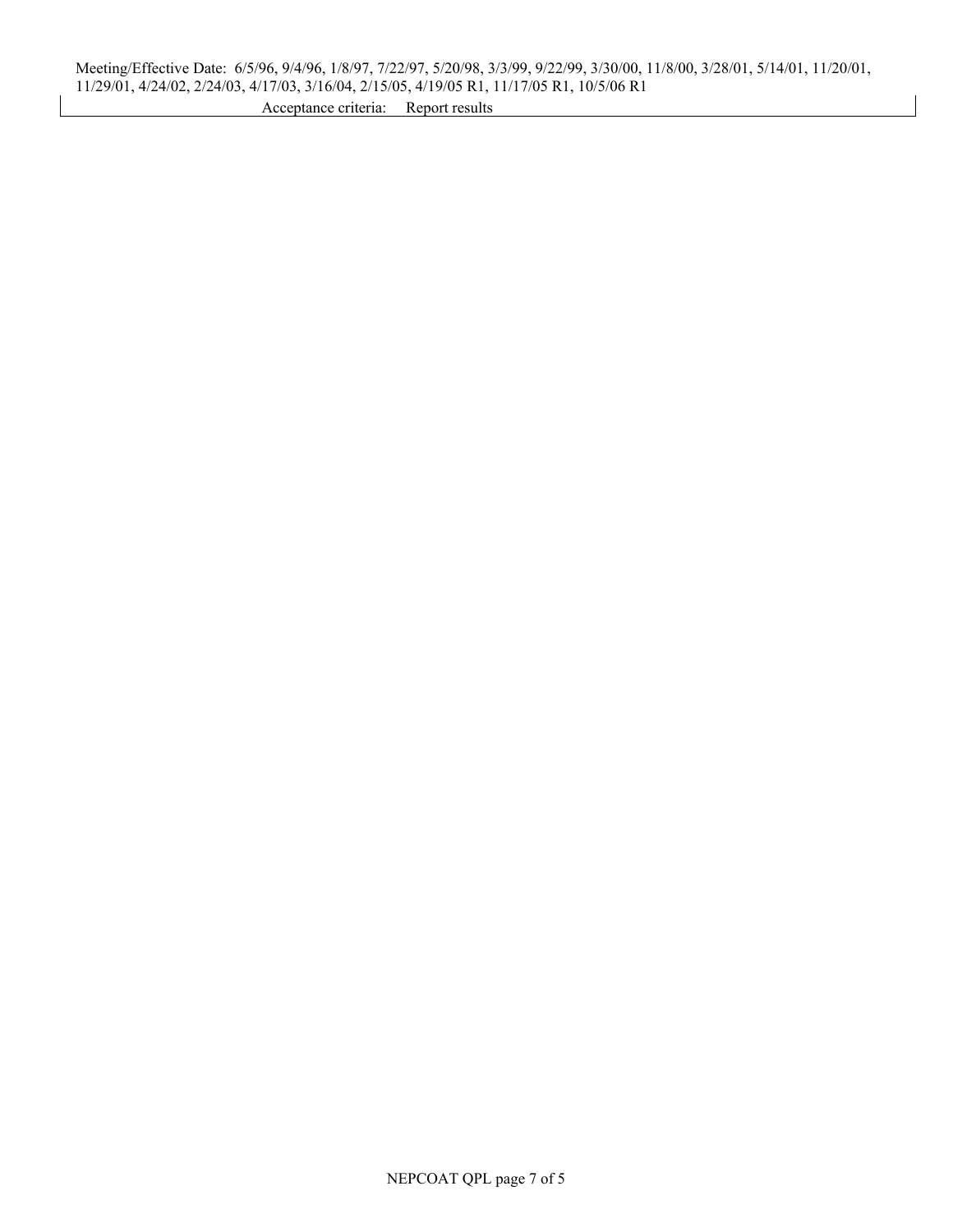Meeting/Effective Date: 6/5/96, 9/4/96, 1/8/97, 7/22/97, 5/20/98, 3/3/99, 9/22/99, 3/30/00, 11/8/00, 3/28/01, 5/14/01, 11/20/01, 11/29/01, 4/24/02, 2/24/03, 4/17/03, 3/16/04, 2/15/05, 4/19/05 R1, 11/17/05 R1, 10/5/06 R1

Acceptance criteria: Report results